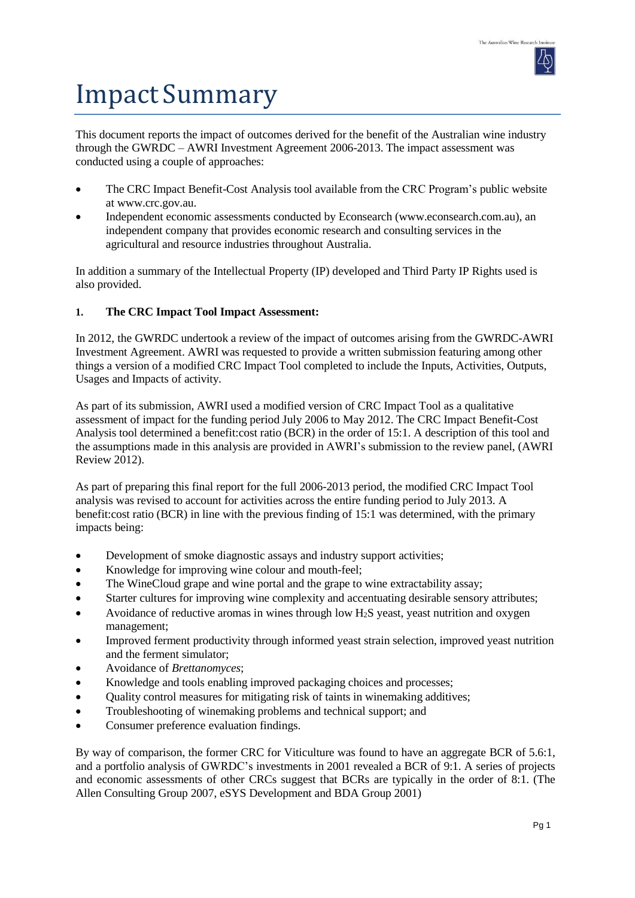# Impact Summary

This document reports the impact of outcomes derived for the benefit of the Australian wine industry through the GWRDC – AWRI Investment Agreement 2006-2013. The impact assessment was conducted using a couple of approaches:

- The CRC Impact Benefit-Cost Analysis tool available from the CRC Program's public website at www.crc.gov.au.
- Independent economic assessments conducted by Econsearch (www.econsearch.com.au), an independent company that provides economic research and consulting services in the agricultural and resource industries throughout Australia.

In addition a summary of the Intellectual Property (IP) developed and Third Party IP Rights used is also provided.

## 1. The CRC Impact Tool Impact Assessment:

In 2012, the GWRDC undertook a review of the impact of outcomes arising from the GWRDC-AWRI Investment Agreement. AWRI was requested to provide a written submission featuring among other things a version of a modified CRC Impact Tool completed to include the Inputs, Activities, Outputs, Usages and Impacts of activity.

As part of its submission, AWRI used a modified version of CRC Impact Tool as a qualitative assessment of impact for the funding period July 2006 to May 2012. The CRC Impact Benefit-Cost Analysis tool determined a benefit:cost ratio (BCR) in the order of 15:1. A description of this tool and the assumptions made in this analysis are provided in AWRI's submission to the review panel, (AWRI Review 2012).

As part of preparing this final report for the full 2006-2013 period, the modified CRC Impact Tool analysis was revised to account for activities across the entire funding period to July 2013. A benefit:cost ratio (BCR) in line with the previous finding of 15:1 was determined, with the primary impacts being:

- Development of smoke diagnostic assays and industry support activities;
- Knowledge for improving wine colour and mouth-feel;
- The WineCloud grape and wine portal and the grape to wine extractability assay;
- Starter cultures for improving wine complexity and accentuating desirable sensory attributes;
- Avoidance of reductive aromas in wines through low $H_2S$ yeast, yeast nutrition and oxygen management;
- Improved ferment productivity through informed yeast strain selection, improved yeast nutrition and the ferment simulator;
- Avoidance of *Brettanomyces*;
- Knowledge and tools enabling improved packaging choices and processes;
- Quality control measures for mitigating risk of taints in winemaking additives;
- Troubleshooting of winemaking problems and technical support; and
- Consumer preference evaluation findings.

By way of comparison, the former CRC for Viticulture was found to have an aggregate BCR of 5.6:1, and a portfolio analysis of GWRDC's investments in 2001 revealed a BCR of 9:1. A series of projects and economic assessments of other CRCs suggest that BCRs are typically in the order of 8:1. (The Allen Consulting Group 2007, eSYS Development and BDA Group 2001)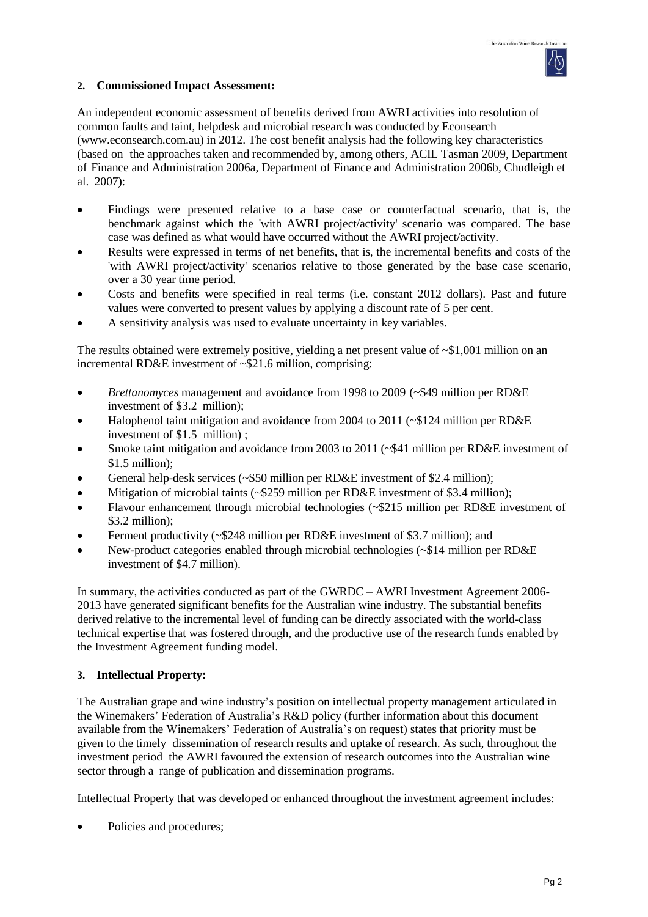## 2. Commissioned Impact Assessment:

An independent economic assessment of benefits derived from AWRI activities into resolution of common faults and taint, helpdesk and microbial research was conducted by Econsearch (www.econsearch.com.au) in 2012. The cost benefit analysis had the following key characteristics (based on the approaches taken and recommended by, among others, ACIL Tasman 2009, Department of Finance and Administration 2006a, Department of Finance and Administration 2006b, Chudleigh et al. 2007):

- Findings were presented relative to a base case or counterfactual scenario, that is, the benchmark against which the 'with AWRI project/activity' scenario was compared. The base case was defined as what would have occurred without the AWRI project/activity.
- Results were expressed in terms of net benefits, that is, the incremental benefits and costs of the 'with AWRI project/activity' scenarios relative to those generated by the base case scenario, over a 30 year time period.
- Costs and benefits were specified in real terms (i.e. constant 2012 dollars). Past and future values were converted to present values by applying a discount rate of 5 per cent.
- A sensitivity analysis was used to evaluate uncertainty in key variables.

The results obtained were extremely positive, yielding a net present value of ~$1,001 million on an incremental RD&E investment of ~$21.6 million, comprising:

- *Brettanomyces* management and avoidance from 1998 to 2009 (~$49 million per RD&E investment of $3.2 million);
- Halophenol taint mitigation and avoidance from 2004 to 2011 (~$124 million per RD&E investment of $1.5 million) ;
- Smoke taint mitigation and avoidance from 2003 to 2011 (~$41 million per RD&E investment of $1.5 million);
- General help-desk services (~$50 million per RD&E investment of $2.4 million);
- Mitigation of microbial taints (~$259 million per RD&E investment of $3.4 million);
- Flavour enhancement through microbial technologies (~$215 million per RD&E investment of $3.2 million);
- Ferment productivity (~$248 million per RD&E investment of $3.7 million); and
- New-product categories enabled through microbial technologies (~$14 million per RD&E investment of $4.7 million).

In summary, the activities conducted as part of the GWRDC – AWRI Investment Agreement 2006-2013 have generated significant benefits for the Australian wine industry. The substantial benefits derived relative to the incremental level of funding can be directly associated with the world-class technical expertise that was fostered through, and the productive use of the research funds enabled by the Investment Agreement funding model.

## 3. Intellectual Property:

The Australian grape and wine industry's position on intellectual property management articulated in the Winemakers' Federation of Australia's R&D policy (further information about this document available from the Winemakers' Federation of Australia's on request) states that priority must be given to the timely dissemination of research results and uptake of research. As such, throughout the investment period the AWRI favoured the extension of research outcomes into the Australian wine sector through a range of publication and dissemination programs.

Intellectual Property that was developed or enhanced throughout the investment agreement includes:

- Policies and procedures;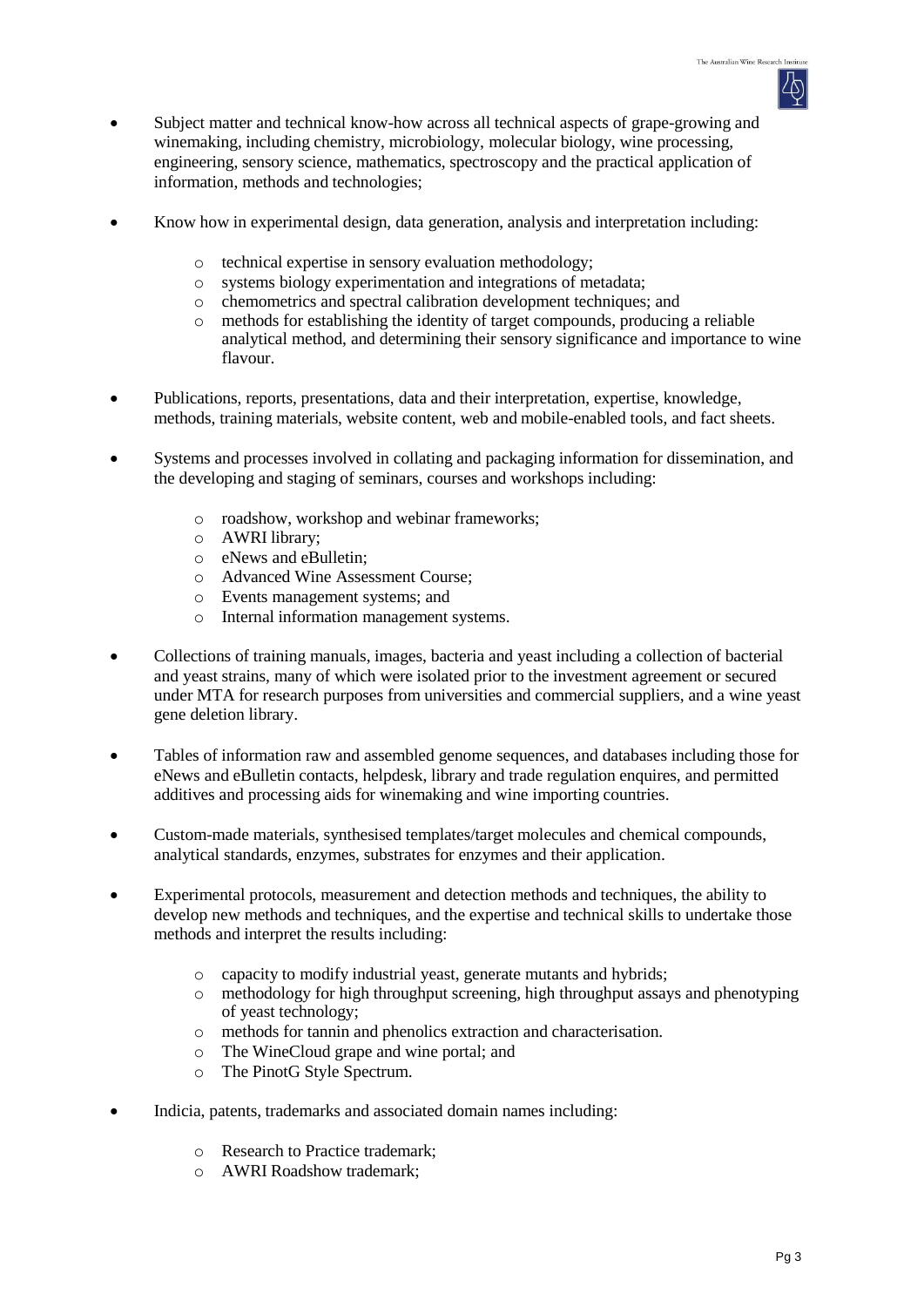- Subject matter and technical know-how across all technical aspects of grape-growing and winemaking, including chemistry, microbiology, molecular biology, wine processing, engineering, sensory science, mathematics, spectroscopy and the practical application of information, methods and technologies;

- Know how in experimental design, data generation, analysis and interpretation including:
  - technical expertise in sensory evaluation methodology;
  - systems biology experimentation and integrations of metadata;
  - chemometrics and spectral calibration development techniques; and
  - methods for establishing the identity of target compounds, producing a reliable analytical method, and determining their sensory significance and importance to wine flavour.

- Publications, reports, presentations, data and their interpretation, expertise, knowledge, methods, training materials, website content, web and mobile-enabled tools, and fact sheets.

- Systems and processes involved in collating and packaging information for dissemination, and the developing and staging of seminars, courses and workshops including:
  - roadshow, workshop and webinar frameworks;
  - AWRI library;
  - eNews and eBulletin;
  - Advanced Wine Assessment Course;
  - Events management systems; and
  - Internal information management systems.

- Collections of training manuals, images, bacteria and yeast including a collection of bacterial and yeast strains, many of which were isolated prior to the investment agreement or secured under MTA for research purposes from universities and commercial suppliers, and a wine yeast gene deletion library.

- Tables of information raw and assembled genome sequences, and databases including those for eNews and eBulletin contacts, helpdesk, library and trade regulation enquires, and permitted additives and processing aids for winemaking and wine importing countries.

- Custom-made materials, synthesised templates/target molecules and chemical compounds, analytical standards, enzymes, substrates for enzymes and their application.

- Experimental protocols, measurement and detection methods and techniques, the ability to develop new methods and techniques, and the expertise and technical skills to undertake those methods and interpret the results including:
  - capacity to modify industrial yeast, generate mutants and hybrids;
  - methodology for high throughput screening, high throughput assays and phenotyping of yeast technology;
  - methods for tannin and phenolics extraction and characterisation.
  - The WineCloud grape and wine portal; and
  - The PinotG Style Spectrum.

- Indicia, patents, trademarks and associated domain names including:
  - Research to Practice trademark;
  - AWRI Roadshow trademark;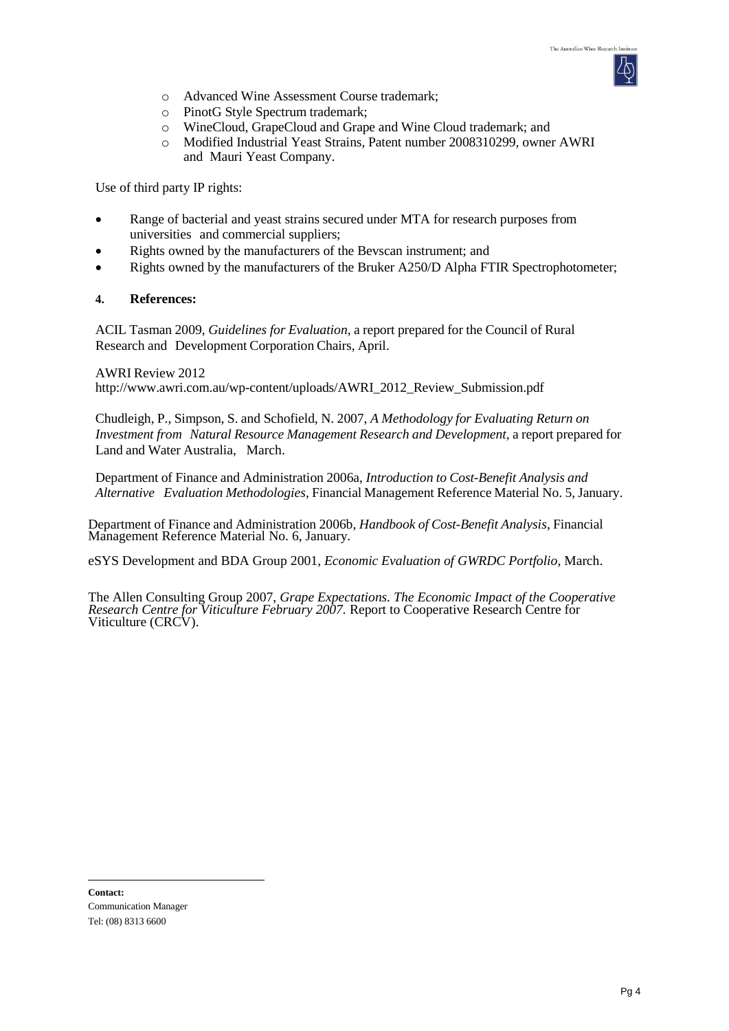- Advanced Wine Assessment Course trademark;
- PinotG Style Spectrum trademark;
- WineCloud, GrapeCloud and Grape and Wine Cloud trademark; and
- Modified Industrial Yeast Strains, Patent number 2008310299, owner AWRI and Mauri Yeast Company.

Use of third party IP rights:

- Range of bacterial and yeast strains secured under MTA for research purposes from universities and commercial suppliers;
- Rights owned by the manufacturers of the Bevscan instrument; and
- Rights owned by the manufacturers of the Bruker A250/D Alpha FTIR Spectrophotometer;

## 4. References:

ACIL Tasman 2009, *Guidelines for Evaluation*, a report prepared for the Council of Rural Research and Development Corporation Chairs, April.

AWRI Review 2012
http://www.awri.com.au/wp-content/uploads/AWRI_2012_Review_Submission.pdf

Chudleigh, P., Simpson, S. and Schofield, N. 2007, *A Methodology for Evaluating Return on Investment from Natural Resource Management Research and Development*, a report prepared for Land and Water Australia, March.

Department of Finance and Administration 2006a, *Introduction to Cost-Benefit Analysis and Alternative Evaluation Methodologies*, Financial Management Reference Material No. 5, January.

Department of Finance and Administration 2006b, *Handbook of Cost-Benefit Analysis*, Financial Management Reference Material No. 6, January.

eSYS Development and BDA Group 2001, *Economic Evaluation of GWRDC Portfolio*, March.

The Allen Consulting Group 2007, *Grape Expectations. The Economic Impact of the Cooperative Research Centre for Viticulture February 2007*. Report to Cooperative Research Centre for Viticulture (CRCV).

**Contact:**
Communication Manager
Tel: (08) 8313 6600